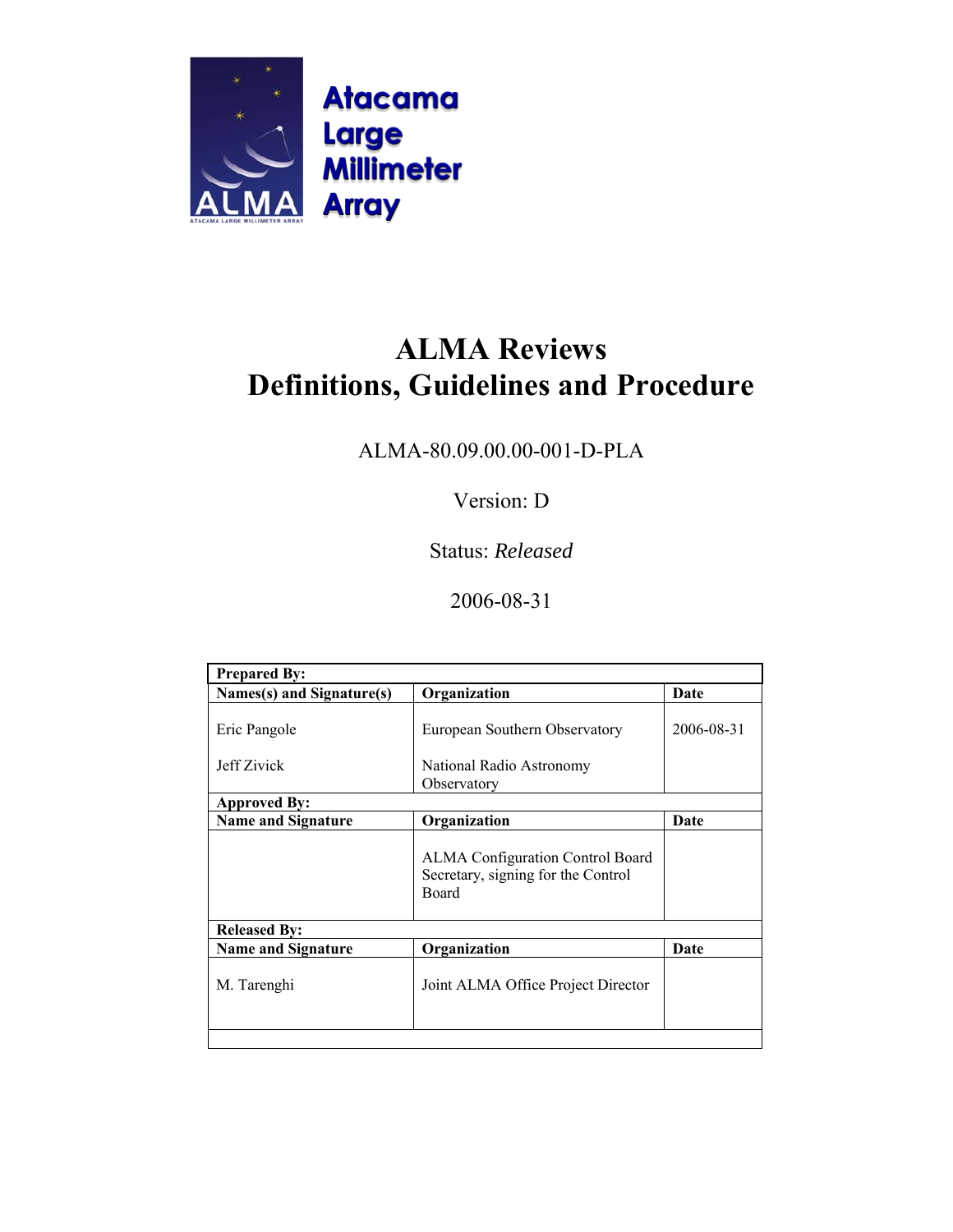Atacama Large Millimeter Array

# ALMA Reviews
# Definitions, Guidelines and Procedure

ALMA-80.09.00.00-001-D-PLA

Version: D

Status: *Released*

2006-08-31

| **Prepared By:** | | |
|---|---|---|
| **Names(s) and Signature(s)** | **Organization** | **Date** |
| Eric Pangole<br><br>Jeff Zivick | European Southern Observatory<br><br>National Radio Astronomy Observatory | 2006-08-31 |
| **Approved By:** | | |
| **Name and Signature** | **Organization** | **Date** |
| | ALMA Configuration Control Board Secretary, signing for the Control Board | |
| **Released By:** | | |
| **Name and Signature** | **Organization** | **Date** |
| M. Tarenghi | Joint ALMA Office Project Director | |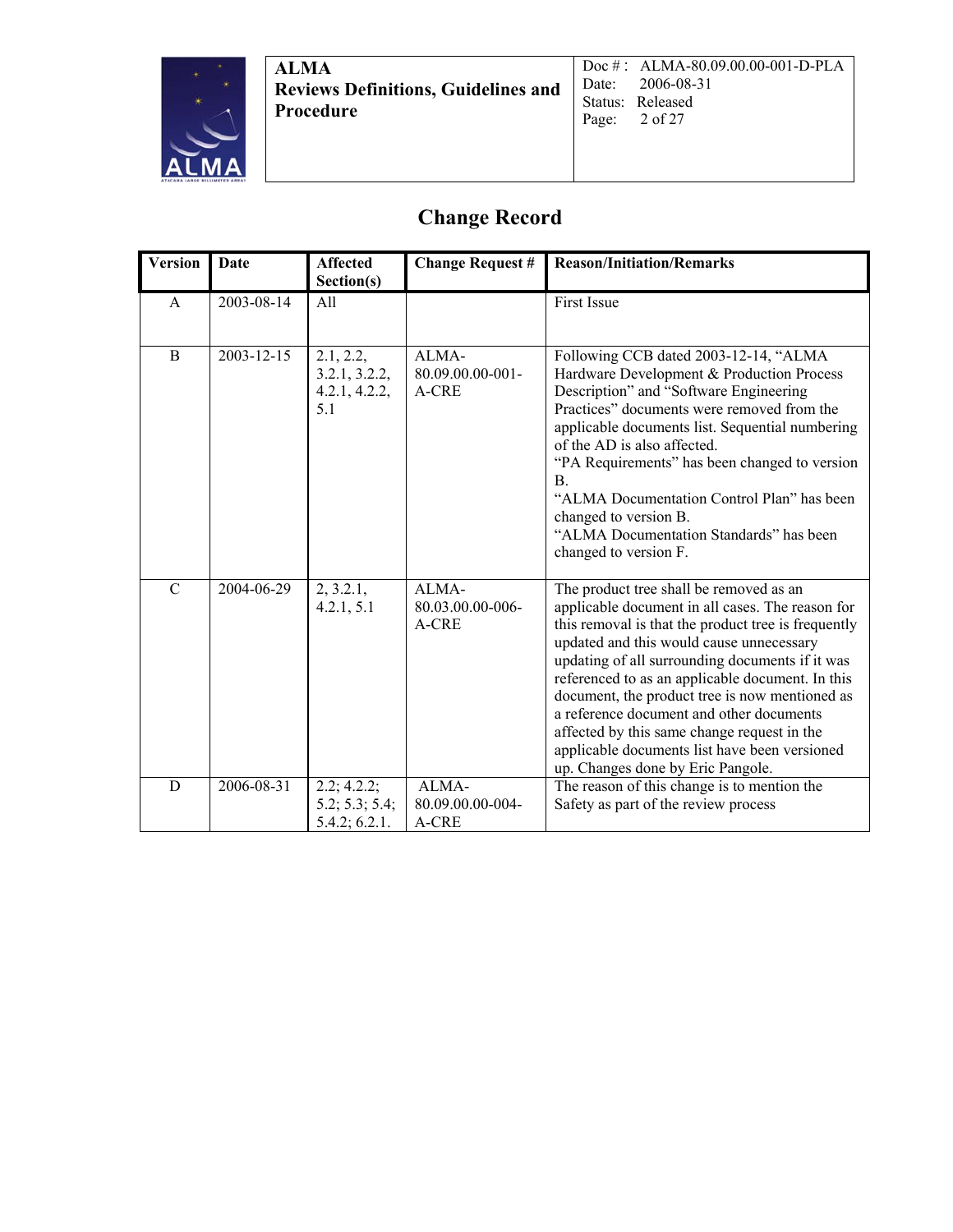# Change Record

| Version | Date | Affected Section(s) | Change Request # | Reason/Initiation/Remarks |
|---|---|---|---|---|
| A | 2003-08-14 | All | | First Issue |
| B | 2003-12-15 | 2.1, 2.2, 3.2.1, 3.2.2, 4.2.1, 4.2.2, 5.1 | ALMA-80.09.00.00-001-A-CRE | Following CCB dated 2003-12-14, "ALMA Hardware Development & Production Process Description" and "Software Engineering Practices" documents were removed from the applicable documents list. Sequential numbering of the AD is also affected. "PA Requirements" has been changed to version B. "ALMA Documentation Control Plan" has been changed to version B. "ALMA Documentation Standards" has been changed to version F. |
| C | 2004-06-29 | 2, 3.2.1, 4.2.1, 5.1 | ALMA-80.03.00.00-006-A-CRE | The product tree shall be removed as an applicable document in all cases. The reason for this removal is that the product tree is frequently updated and this would cause unnecessary updating of all surrounding documents if it was referenced to as an applicable document. In this document, the product tree is now mentioned as a reference document and other documents affected by this same change request in the applicable documents list have been versioned up. Changes done by Eric Pangole. |
| D | 2006-08-31 | 2.2; 4.2.2; 5.2; 5.3; 5.4; 5.4.2; 6.2.1. | ALMA-80.09.00.00-004-A-CRE | The reason of this change is to mention the Safety as part of the review process |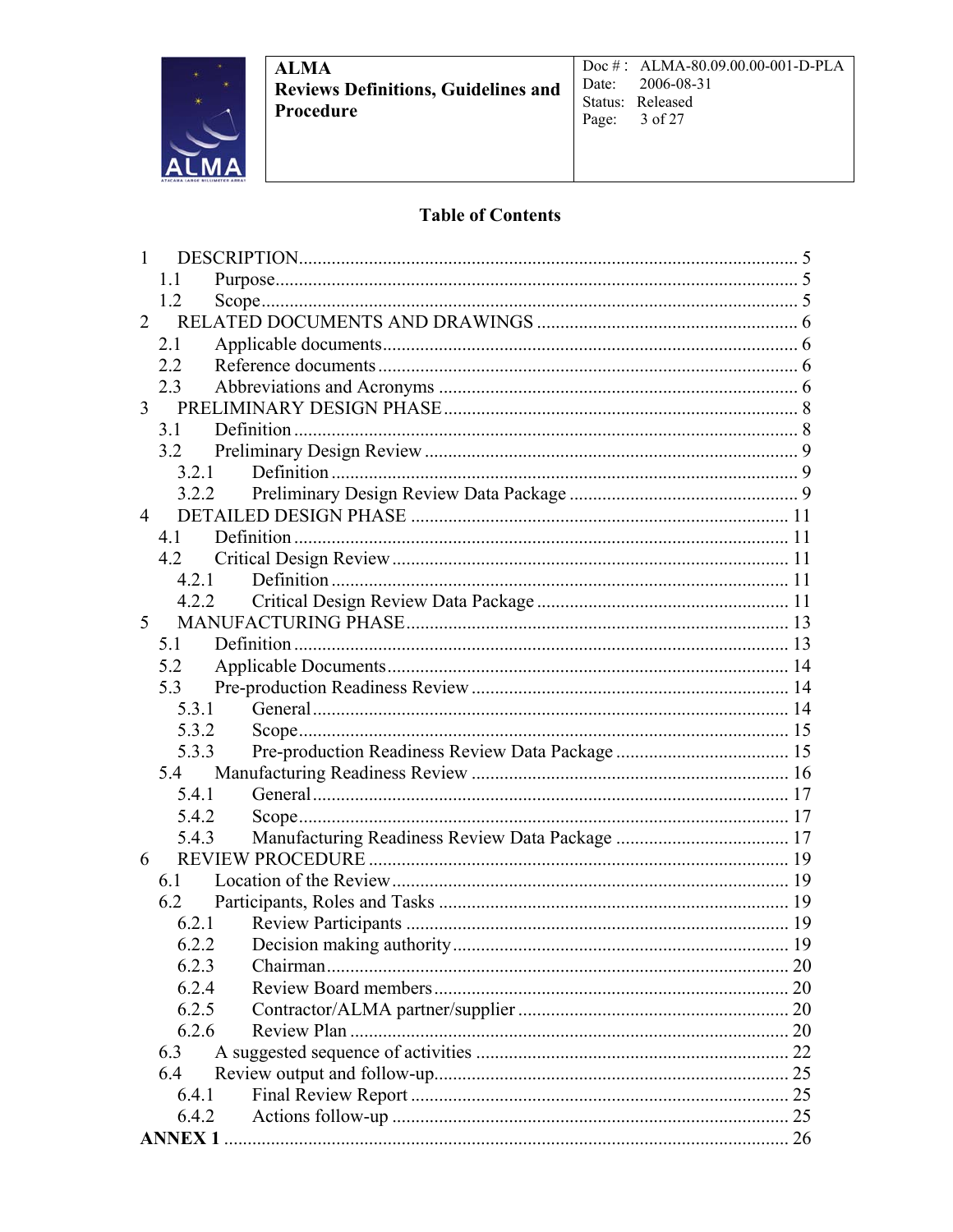## Table of Contents

1 DESCRIPTION ........................................................ 5
 1.1 Purpose ........................................................ 5
 1.2 Scope ........................................................ 5
2 RELATED DOCUMENTS AND DRAWINGS ........................................................ 6
 2.1 Applicable documents ........................................................ 6
 2.2 Reference documents ........................................................ 6
 2.3 Abbreviations and Acronyms ........................................................ 6
3 PRELIMINARY DESIGN PHASE ........................................................ 8
 3.1 Definition ........................................................ 8
 3.2 Preliminary Design Review ........................................................ 9
  3.2.1 Definition ........................................................ 9
  3.2.2 Preliminary Design Review Data Package ........................................................ 9
4 DETAILED DESIGN PHASE ........................................................ 11
 4.1 Definition ........................................................ 11
 4.2 Critical Design Review ........................................................ 11
  4.2.1 Definition ........................................................ 11
  4.2.2 Critical Design Review Data Package ........................................................ 11
5 MANUFACTURING PHASE ........................................................ 13
 5.1 Definition ........................................................ 13
 5.2 Applicable Documents ........................................................ 14
 5.3 Pre-production Readiness Review ........................................................ 14
  5.3.1 General ........................................................ 14
  5.3.2 Scope ........................................................ 15
  5.3.3 Pre-production Readiness Review Data Package ........................................................ 15
 5.4 Manufacturing Readiness Review ........................................................ 16
  5.4.1 General ........................................................ 17
  5.4.2 Scope ........................................................ 17
  5.4.3 Manufacturing Readiness Review Data Package ........................................................ 17
6 REVIEW PROCEDURE ........................................................ 19
 6.1 Location of the Review ........................................................ 19
 6.2 Participants, Roles and Tasks ........................................................ 19
  6.2.1 Review Participants ........................................................ 19
  6.2.2 Decision making authority ........................................................ 19
  6.2.3 Chairman ........................................................ 20
  6.2.4 Review Board members ........................................................ 20
  6.2.5 Contractor/ALMA partner/supplier ........................................................ 20
  6.2.6 Review Plan ........................................................ 20
 6.3 A suggested sequence of activities ........................................................ 22
 6.4 Review output and follow-up ........................................................ 25
  6.4.1 Final Review Report ........................................................ 25
  6.4.2 Actions follow-up ........................................................ 25

**ANNEX 1** ........................................................ 26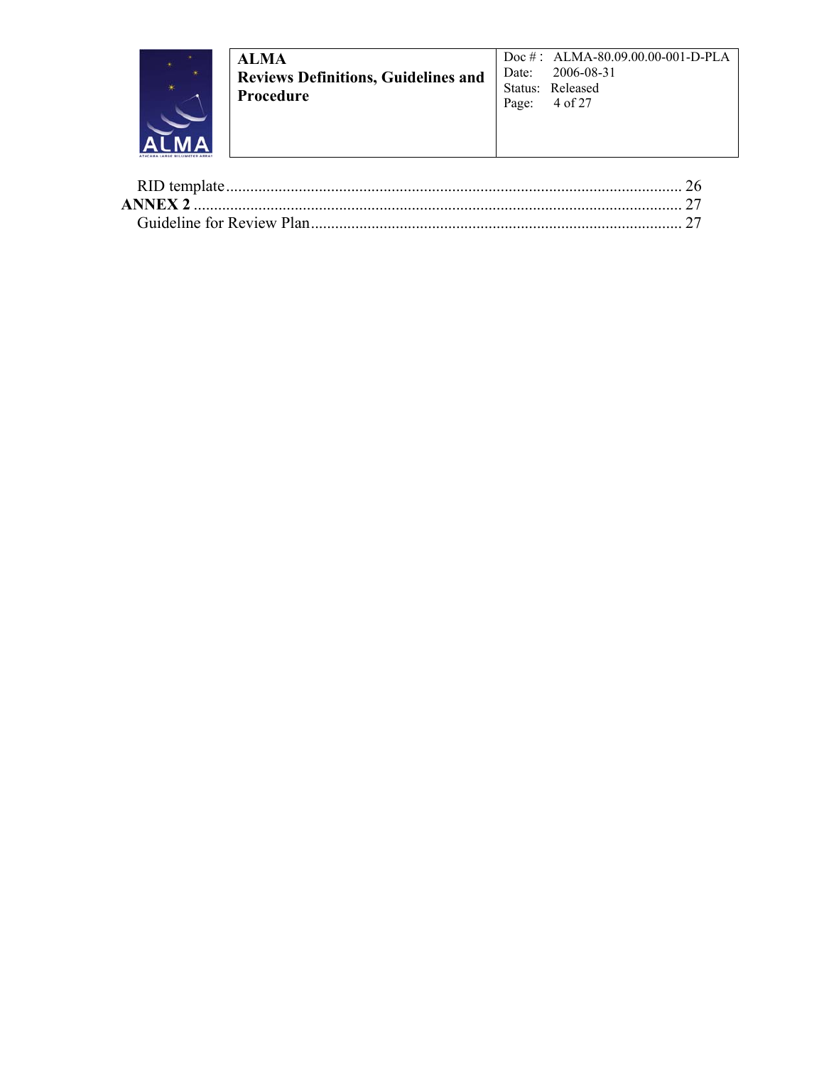RID template ..................................................................................................................... 26

**ANNEX 2** ............................................................................................................................ 27

Guideline for Review Plan ............................................................................................... 27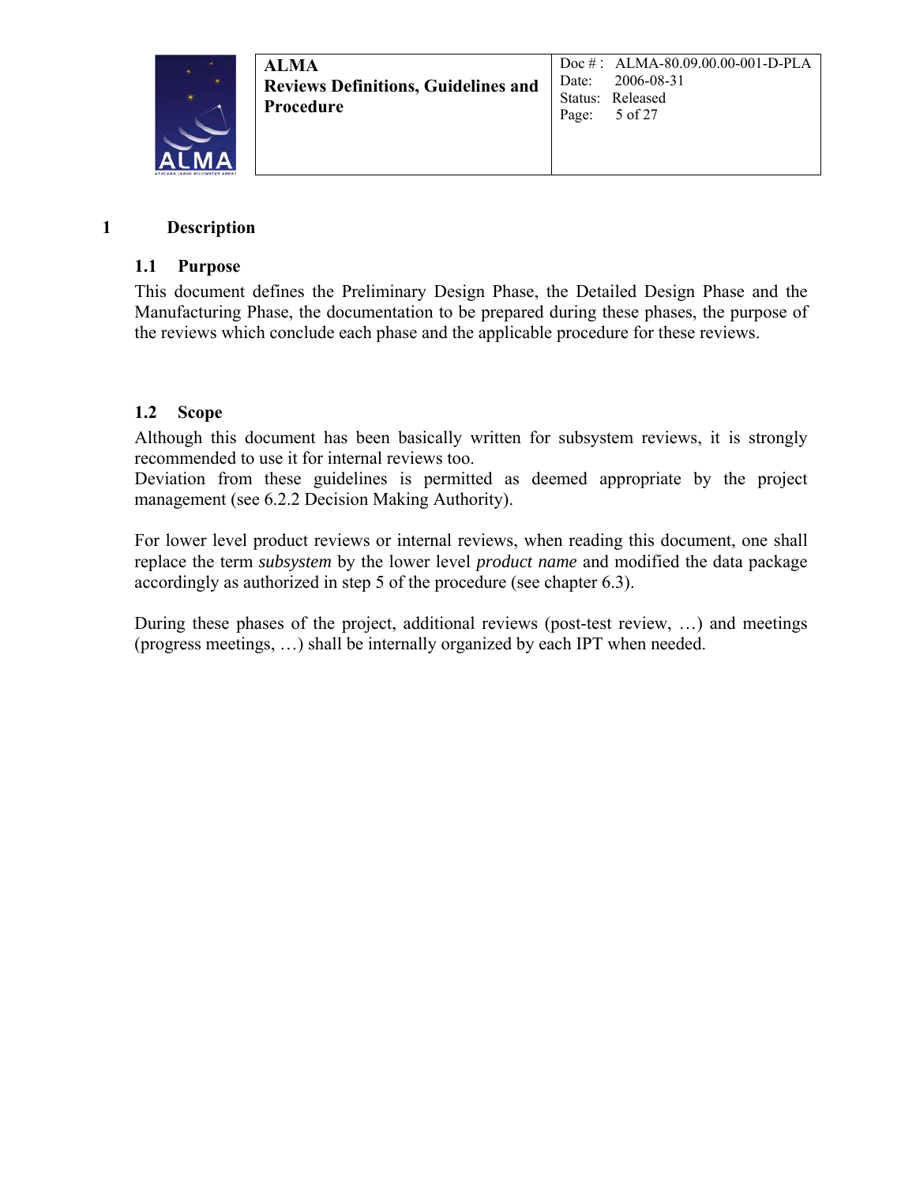# 1 Description

## 1.1 Purpose

This document defines the Preliminary Design Phase, the Detailed Design Phase and the Manufacturing Phase, the documentation to be prepared during these phases, the purpose of the reviews which conclude each phase and the applicable procedure for these reviews.

## 1.2 Scope

Although this document has been basically written for subsystem reviews, it is strongly recommended to use it for internal reviews too.
Deviation from these guidelines is permitted as deemed appropriate by the project management (see 6.2.2 Decision Making Authority).

For lower level product reviews or internal reviews, when reading this document, one shall replace the term *subsystem* by the lower level *product name* and modified the data package accordingly as authorized in step 5 of the procedure (see chapter 6.3).

During these phases of the project, additional reviews (post-test review, …) and meetings (progress meetings, …) shall be internally organized by each IPT when needed.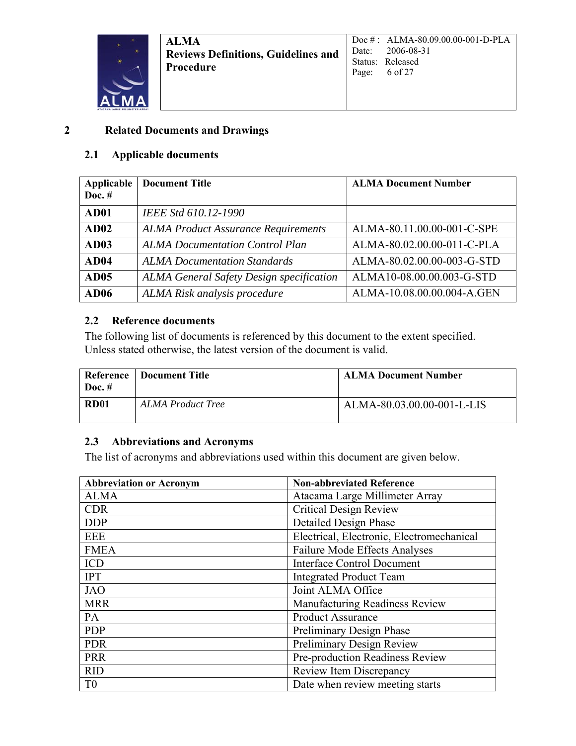# 2 Related Documents and Drawings

## 2.1 Applicable documents

| Applicable Doc. # | Document Title | ALMA Document Number |
|---|---|---|
| **AD01** | *IEEE Std 610.12-1990* | |
| **AD02** | *ALMA Product Assurance Requirements* | ALMA-80.11.00.00-001-C-SPE |
| **AD03** | *ALMA Documentation Control Plan* | ALMA-80.02.00.00-011-C-PLA |
| **AD04** | *ALMA Documentation Standards* | ALMA-80.02.00.00-003-G-STD |
| **AD05** | *ALMA General Safety Design specification* | ALMA10-08.00.00.003-G-STD |
| **AD06** | *ALMA Risk analysis procedure* | ALMA-10.08.00.00.004-A.GEN |

## 2.2 Reference documents

The following list of documents is referenced by this document to the extent specified. Unless stated otherwise, the latest version of the document is valid.

| Reference Doc. # | Document Title | ALMA Document Number |
|---|---|---|
| **RD01** | *ALMA Product Tree* | ALMA-80.03.00.00-001-L-LIS |

## 2.3 Abbreviations and Acronyms

The list of acronyms and abbreviations used within this document are given below.

| Abbreviation or Acronym | Non-abbreviated Reference |
|---|---|
| ALMA | Atacama Large Millimeter Array |
| CDR | Critical Design Review |
| DDP | Detailed Design Phase |
| EEE | Electrical, Electronic, Electromechanical |
| FMEA | Failure Mode Effects Analyses |
| ICD | Interface Control Document |
| IPT | Integrated Product Team |
| JAO | Joint ALMA Office |
| MRR | Manufacturing Readiness Review |
| PA | Product Assurance |
| PDP | Preliminary Design Phase |
| PDR | Preliminary Design Review |
| PRR | Pre-production Readiness Review |
| RID | Review Item Discrepancy |
| T0 | Date when review meeting starts |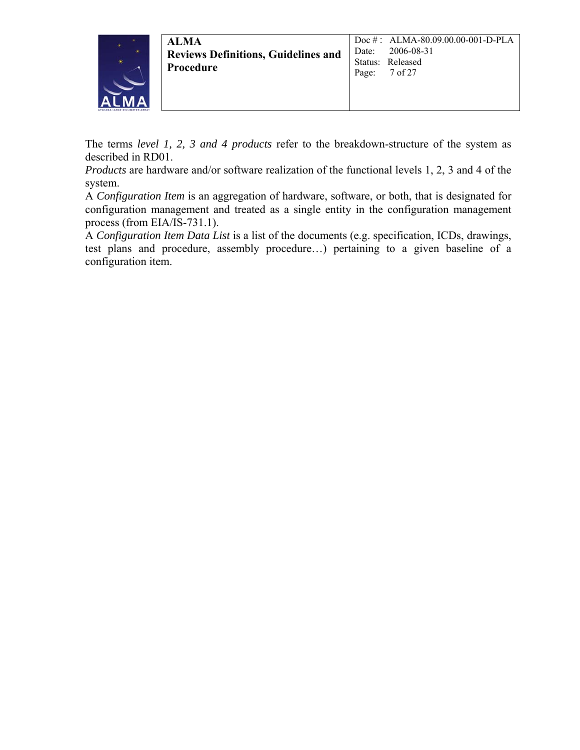The terms *level 1, 2, 3 and 4 products* refer to the breakdown-structure of the system as described in RD01.

*Products* are hardware and/or software realization of the functional levels 1, 2, 3 and 4 of the system.

A *Configuration Item* is an aggregation of hardware, software, or both, that is designated for configuration management and treated as a single entity in the configuration management process (from EIA/IS-731.1).

A *Configuration Item Data List* is a list of the documents (e.g. specification, ICDs, drawings, test plans and procedure, assembly procedure…) pertaining to a given baseline of a configuration item.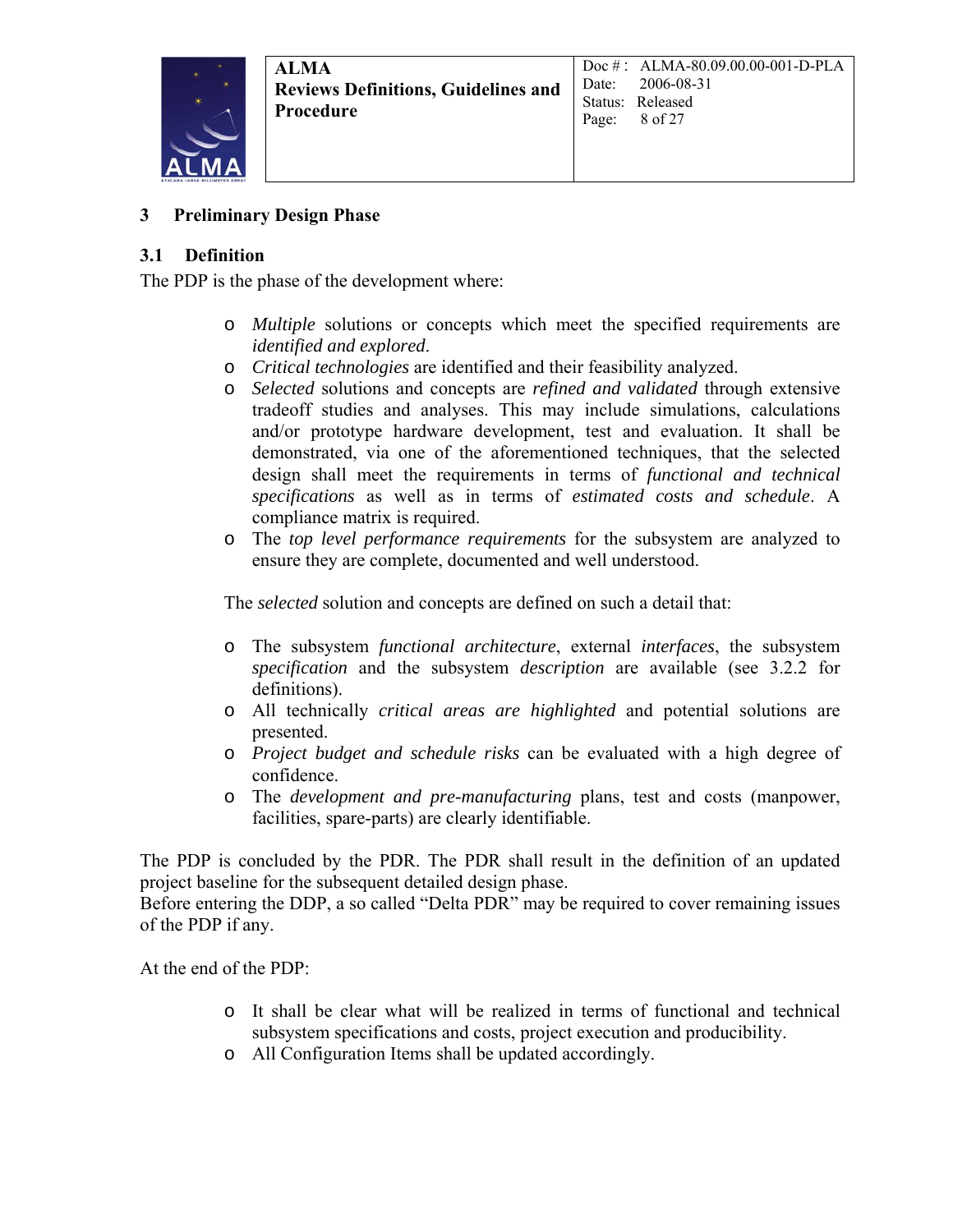# 3 Preliminary Design Phase

## 3.1 Definition

The PDP is the phase of the development where:

- *Multiple* solutions or concepts which meet the specified requirements are *identified and explored*.
- *Critical technologies* are identified and their feasibility analyzed.
- *Selected* solutions and concepts are *refined and validated* through extensive tradeoff studies and analyses. This may include simulations, calculations and/or prototype hardware development, test and evaluation. It shall be demonstrated, via one of the aforementioned techniques, that the selected design shall meet the requirements in terms of *functional and technical specifications* as well as in terms of *estimated costs and schedule*. A compliance matrix is required.
- The *top level performance requirements* for the subsystem are analyzed to ensure they are complete, documented and well understood.

The *selected* solution and concepts are defined on such a detail that:

- The subsystem *functional architecture*, external *interfaces*, the subsystem *specification* and the subsystem *description* are available (see 3.2.2 for definitions).
- All technically *critical areas are highlighted* and potential solutions are presented.
- *Project budget and schedule risks* can be evaluated with a high degree of confidence.
- The *development and pre-manufacturing* plans, test and costs (manpower, facilities, spare-parts) are clearly identifiable.

The PDP is concluded by the PDR. The PDR shall result in the definition of an updated project baseline for the subsequent detailed design phase.
Before entering the DDP, a so called "Delta PDR" may be required to cover remaining issues of the PDP if any.

At the end of the PDP:

- It shall be clear what will be realized in terms of functional and technical subsystem specifications and costs, project execution and producibility.
- All Configuration Items shall be updated accordingly.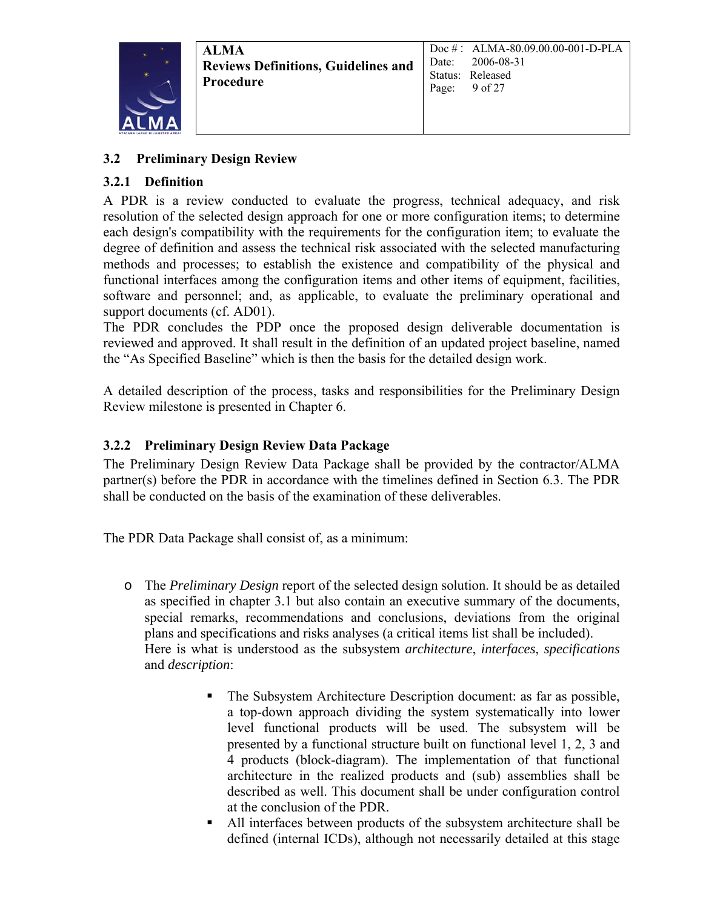### 3.2 Preliminary Design Review

#### 3.2.1 Definition

A PDR is a review conducted to evaluate the progress, technical adequacy, and risk resolution of the selected design approach for one or more configuration items; to determine each design's compatibility with the requirements for the configuration item; to evaluate the degree of definition and assess the technical risk associated with the selected manufacturing methods and processes; to establish the existence and compatibility of the physical and functional interfaces among the configuration items and other items of equipment, facilities, software and personnel; and, as applicable, to evaluate the preliminary operational and support documents (cf. AD01).
The PDR concludes the PDP once the proposed design deliverable documentation is reviewed and approved. It shall result in the definition of an updated project baseline, named the "As Specified Baseline" which is then the basis for the detailed design work.

A detailed description of the process, tasks and responsibilities for the Preliminary Design Review milestone is presented in Chapter 6.

#### 3.2.2 Preliminary Design Review Data Package

The Preliminary Design Review Data Package shall be provided by the contractor/ALMA partner(s) before the PDR in accordance with the timelines defined in Section 6.3. The PDR shall be conducted on the basis of the examination of these deliverables.

The PDR Data Package shall consist of, as a minimum:

- The *Preliminary Design* report of the selected design solution. It should be as detailed as specified in chapter 3.1 but also contain an executive summary of the documents, special remarks, recommendations and conclusions, deviations from the original plans and specifications and risks analyses (a critical items list shall be included).
  Here is what is understood as the subsystem *architecture*, *interfaces*, *specifications* and *description*:
    - The Subsystem Architecture Description document: as far as possible, a top-down approach dividing the system systematically into lower level functional products will be used. The subsystem will be presented by a functional structure built on functional level 1, 2, 3 and 4 products (block-diagram). The implementation of that functional architecture in the realized products and (sub) assemblies shall be described as well. This document shall be under configuration control at the conclusion of the PDR.
    - All interfaces between products of the subsystem architecture shall be defined (internal ICDs), although not necessarily detailed at this stage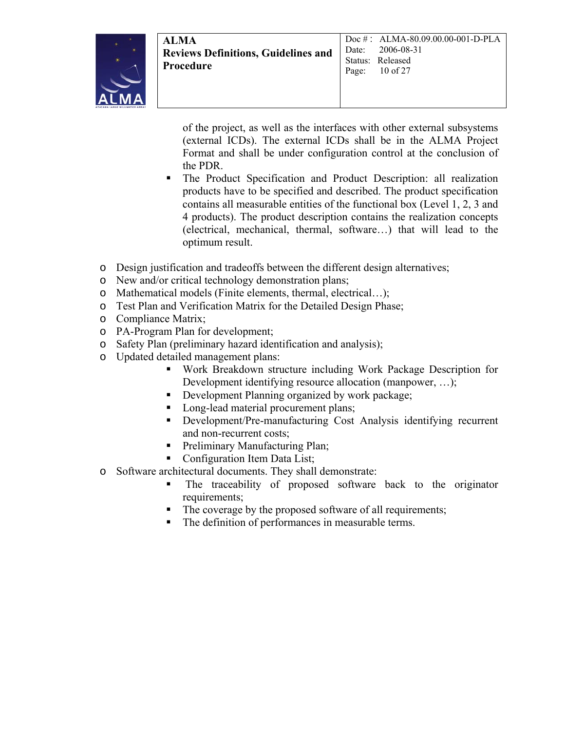of the project, as well as the interfaces with other external subsystems (external ICDs). The external ICDs shall be in the ALMA Project Format and shall be under configuration control at the conclusion of the PDR.
    - The Product Specification and Product Description: all realization products have to be specified and described. The product specification contains all measurable entities of the functional box (Level 1, 2, 3 and 4 products). The product description contains the realization concepts (electrical, mechanical, thermal, software…) that will lead to the optimum result.

- Design justification and tradeoffs between the different design alternatives;
- New and/or critical technology demonstration plans;
- Mathematical models (Finite elements, thermal, electrical…);
- Test Plan and Verification Matrix for the Detailed Design Phase;
- Compliance Matrix;
- PA-Program Plan for development;
- Safety Plan (preliminary hazard identification and analysis);
- Updated detailed management plans:
    - Work Breakdown structure including Work Package Description for Development identifying resource allocation (manpower, …);
    - Development Planning organized by work package;
    - Long-lead material procurement plans;
    - Development/Pre-manufacturing Cost Analysis identifying recurrent and non-recurrent costs;
    - Preliminary Manufacturing Plan;
    - Configuration Item Data List;
- Software architectural documents. They shall demonstrate:
    - The traceability of proposed software back to the originator requirements;
    - The coverage by the proposed software of all requirements;
    - The definition of performances in measurable terms.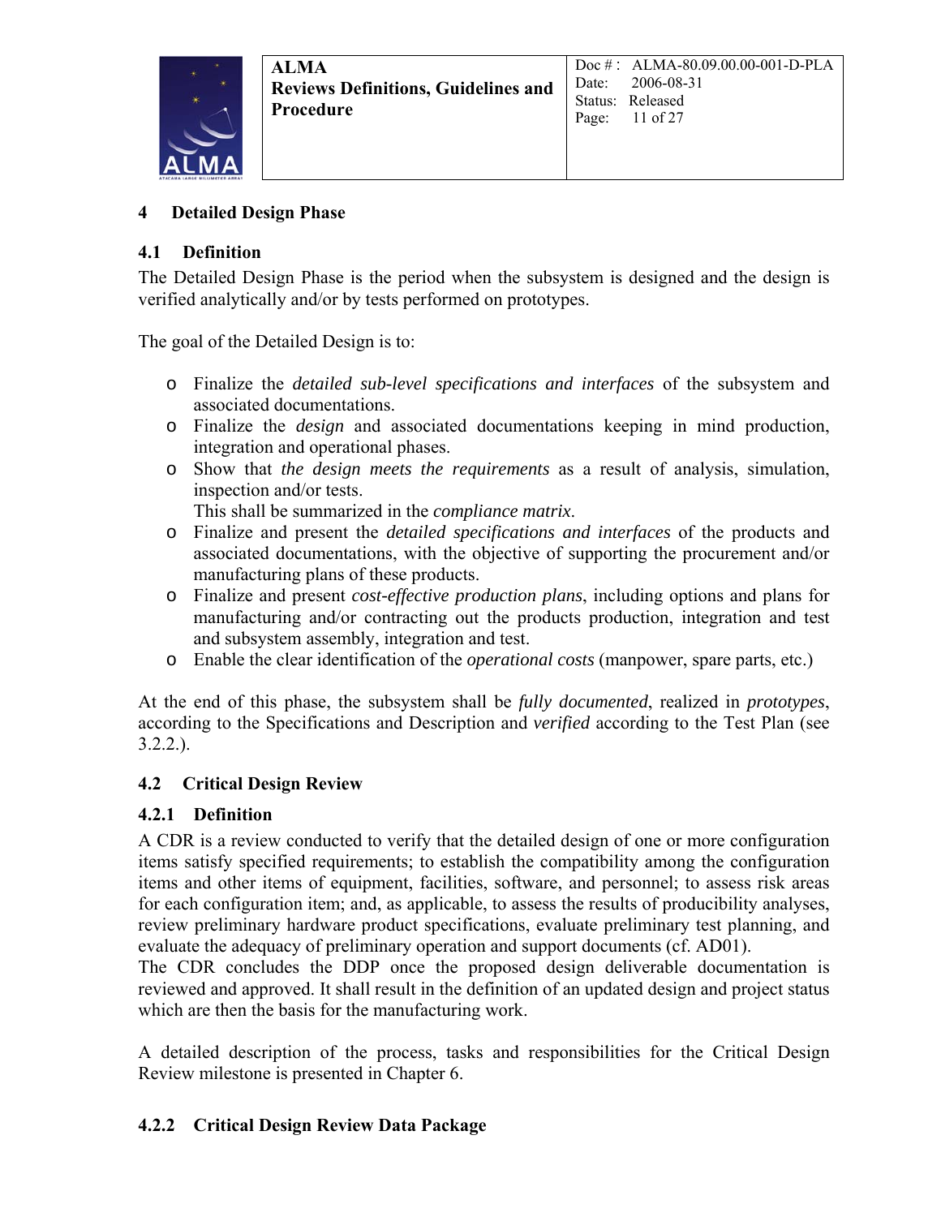# 4 Detailed Design Phase

## 4.1 Definition

The Detailed Design Phase is the period when the subsystem is designed and the design is verified analytically and/or by tests performed on prototypes.

The goal of the Detailed Design is to:

- Finalize the *detailed sub-level specifications and interfaces* of the subsystem and associated documentations.
- Finalize the *design* and associated documentations keeping in mind production, integration and operational phases.
- Show that *the design meets the requirements* as a result of analysis, simulation, inspection and/or tests.
  This shall be summarized in the *compliance matrix*.
- Finalize and present the *detailed specifications and interfaces* of the products and associated documentations, with the objective of supporting the procurement and/or manufacturing plans of these products.
- Finalize and present *cost-effective production plans*, including options and plans for manufacturing and/or contracting out the products production, integration and test and subsystem assembly, integration and test.
- Enable the clear identification of the *operational costs* (manpower, spare parts, etc.)

At the end of this phase, the subsystem shall be *fully documented*, realized in *prototypes*, according to the Specifications and Description and *verified* according to the Test Plan (see 3.2.2.).

## 4.2 Critical Design Review

### 4.2.1 Definition

A CDR is a review conducted to verify that the detailed design of one or more configuration items satisfy specified requirements; to establish the compatibility among the configuration items and other items of equipment, facilities, software, and personnel; to assess risk areas for each configuration item; and, as applicable, to assess the results of producibility analyses, review preliminary hardware product specifications, evaluate preliminary test planning, and evaluate the adequacy of preliminary operation and support documents (cf. AD01).

The CDR concludes the DDP once the proposed design deliverable documentation is reviewed and approved. It shall result in the definition of an updated design and project status which are then the basis for the manufacturing work.

A detailed description of the process, tasks and responsibilities for the Critical Design Review milestone is presented in Chapter 6.

### 4.2.2 Critical Design Review Data Package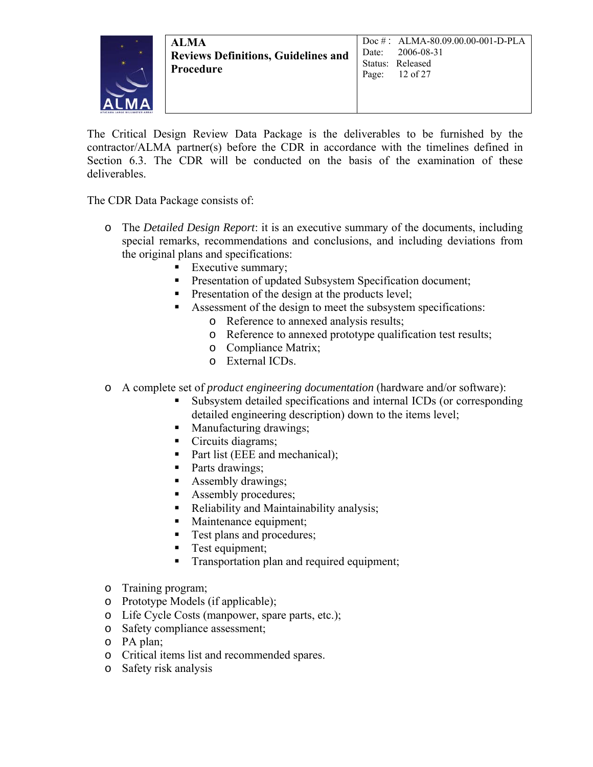The Critical Design Review Data Package is the deliverables to be furnished by the contractor/ALMA partner(s) before the CDR in accordance with the timelines defined in Section 6.3. The CDR will be conducted on the basis of the examination of these deliverables.

The CDR Data Package consists of:

- The *Detailed Design Report*: it is an executive summary of the documents, including special remarks, recommendations and conclusions, and including deviations from the original plans and specifications:
  - Executive summary;
  - Presentation of updated Subsystem Specification document;
  - Presentation of the design at the products level;
  - Assessment of the design to meet the subsystem specifications:
    - Reference to annexed analysis results;
    - Reference to annexed prototype qualification test results;
    - Compliance Matrix;
    - External ICDs.

- A complete set of *product engineering documentation* (hardware and/or software):
  - Subsystem detailed specifications and internal ICDs (or corresponding detailed engineering description) down to the items level;
  - Manufacturing drawings;
  - Circuits diagrams;
  - Part list (EEE and mechanical);
  - Parts drawings;
  - Assembly drawings;
  - Assembly procedures;
  - Reliability and Maintainability analysis;
  - Maintenance equipment;
  - Test plans and procedures;
  - Test equipment;
  - Transportation plan and required equipment;

- Training program;
- Prototype Models (if applicable);
- Life Cycle Costs (manpower, spare parts, etc.);
- Safety compliance assessment;
- PA plan;
- Critical items list and recommended spares.
- Safety risk analysis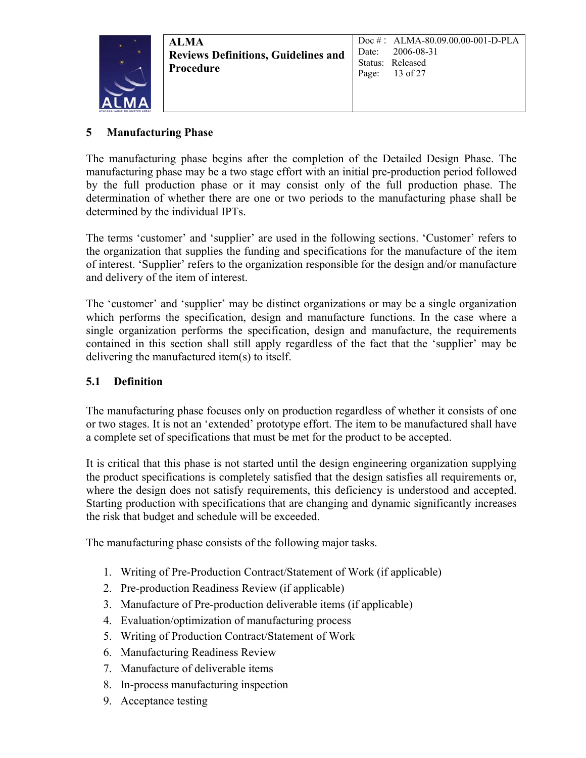## 5 Manufacturing Phase

The manufacturing phase begins after the completion of the Detailed Design Phase. The manufacturing phase may be a two stage effort with an initial pre-production period followed by the full production phase or it may consist only of the full production phase. The determination of whether there are one or two periods to the manufacturing phase shall be determined by the individual IPTs.

The terms 'customer' and 'supplier' are used in the following sections. 'Customer' refers to the organization that supplies the funding and specifications for the manufacture of the item of interest. 'Supplier' refers to the organization responsible for the design and/or manufacture and delivery of the item of interest.

The 'customer' and 'supplier' may be distinct organizations or may be a single organization which performs the specification, design and manufacture functions. In the case where a single organization performs the specification, design and manufacture, the requirements contained in this section shall still apply regardless of the fact that the 'supplier' may be delivering the manufactured item(s) to itself.

### 5.1 Definition

The manufacturing phase focuses only on production regardless of whether it consists of one or two stages. It is not an 'extended' prototype effort. The item to be manufactured shall have a complete set of specifications that must be met for the product to be accepted.

It is critical that this phase is not started until the design engineering organization supplying the product specifications is completely satisfied that the design satisfies all requirements or, where the design does not satisfy requirements, this deficiency is understood and accepted. Starting production with specifications that are changing and dynamic significantly increases the risk that budget and schedule will be exceeded.

The manufacturing phase consists of the following major tasks.

1. Writing of Pre-Production Contract/Statement of Work (if applicable)
2. Pre-production Readiness Review (if applicable)
3. Manufacture of Pre-production deliverable items (if applicable)
4. Evaluation/optimization of manufacturing process
5. Writing of Production Contract/Statement of Work
6. Manufacturing Readiness Review
7. Manufacture of deliverable items
8. In-process manufacturing inspection
9. Acceptance testing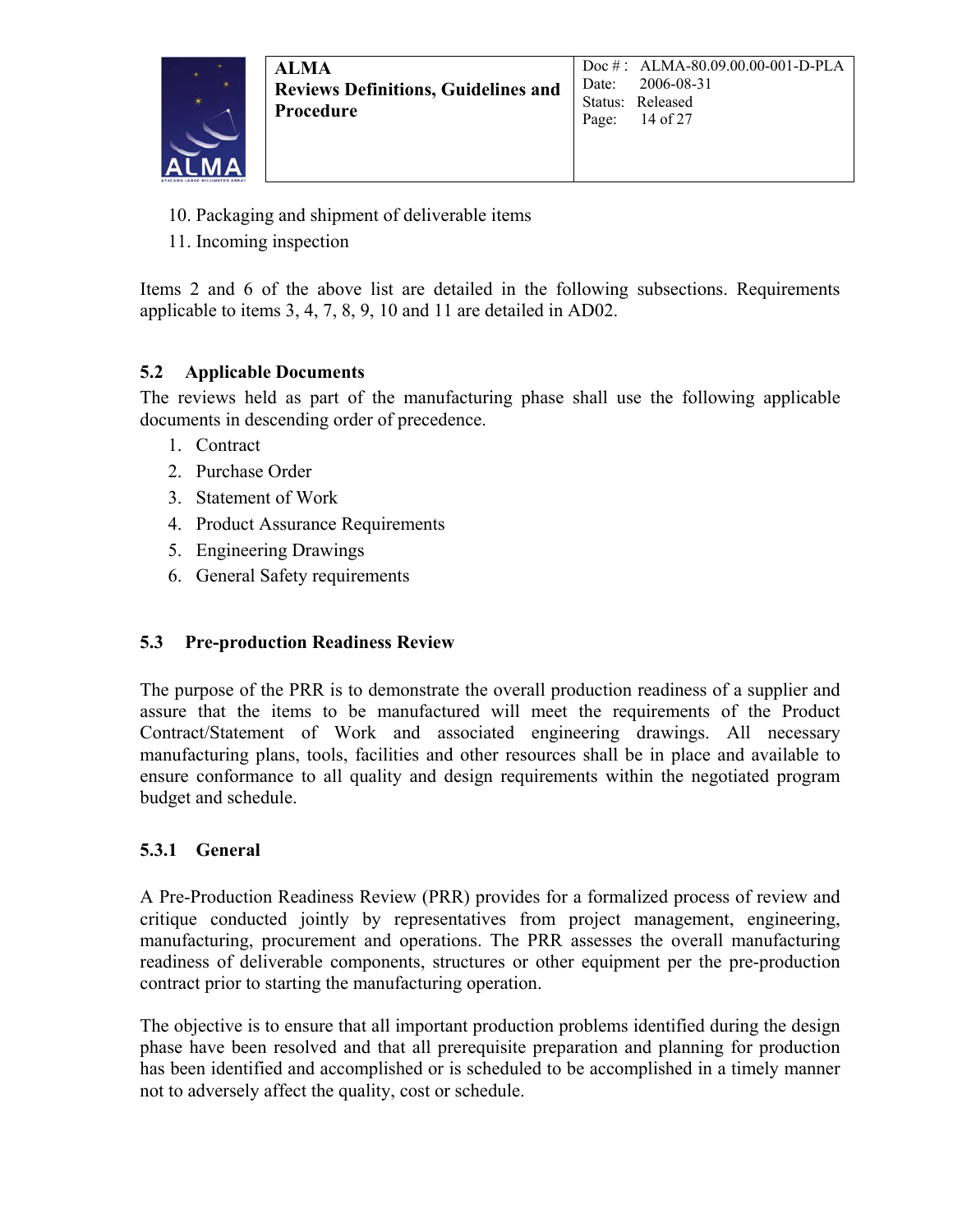10. Packaging and shipment of deliverable items
11. Incoming inspection

Items 2 and 6 of the above list are detailed in the following subsections. Requirements applicable to items 3, 4, 7, 8, 9, 10 and 11 are detailed in AD02.

## 5.2 Applicable Documents

The reviews held as part of the manufacturing phase shall use the following applicable documents in descending order of precedence.

1. Contract
2. Purchase Order
3. Statement of Work
4. Product Assurance Requirements
5. Engineering Drawings
6. General Safety requirements

## 5.3 Pre-production Readiness Review

The purpose of the PRR is to demonstrate the overall production readiness of a supplier and assure that the items to be manufactured will meet the requirements of the Product Contract/Statement of Work and associated engineering drawings. All necessary manufacturing plans, tools, facilities and other resources shall be in place and available to ensure conformance to all quality and design requirements within the negotiated program budget and schedule.

### 5.3.1 General

A Pre-Production Readiness Review (PRR) provides for a formalized process of review and critique conducted jointly by representatives from project management, engineering, manufacturing, procurement and operations. The PRR assesses the overall manufacturing readiness of deliverable components, structures or other equipment per the pre-production contract prior to starting the manufacturing operation.

The objective is to ensure that all important production problems identified during the design phase have been resolved and that all prerequisite preparation and planning for production has been identified and accomplished or is scheduled to be accomplished in a timely manner not to adversely affect the quality, cost or schedule.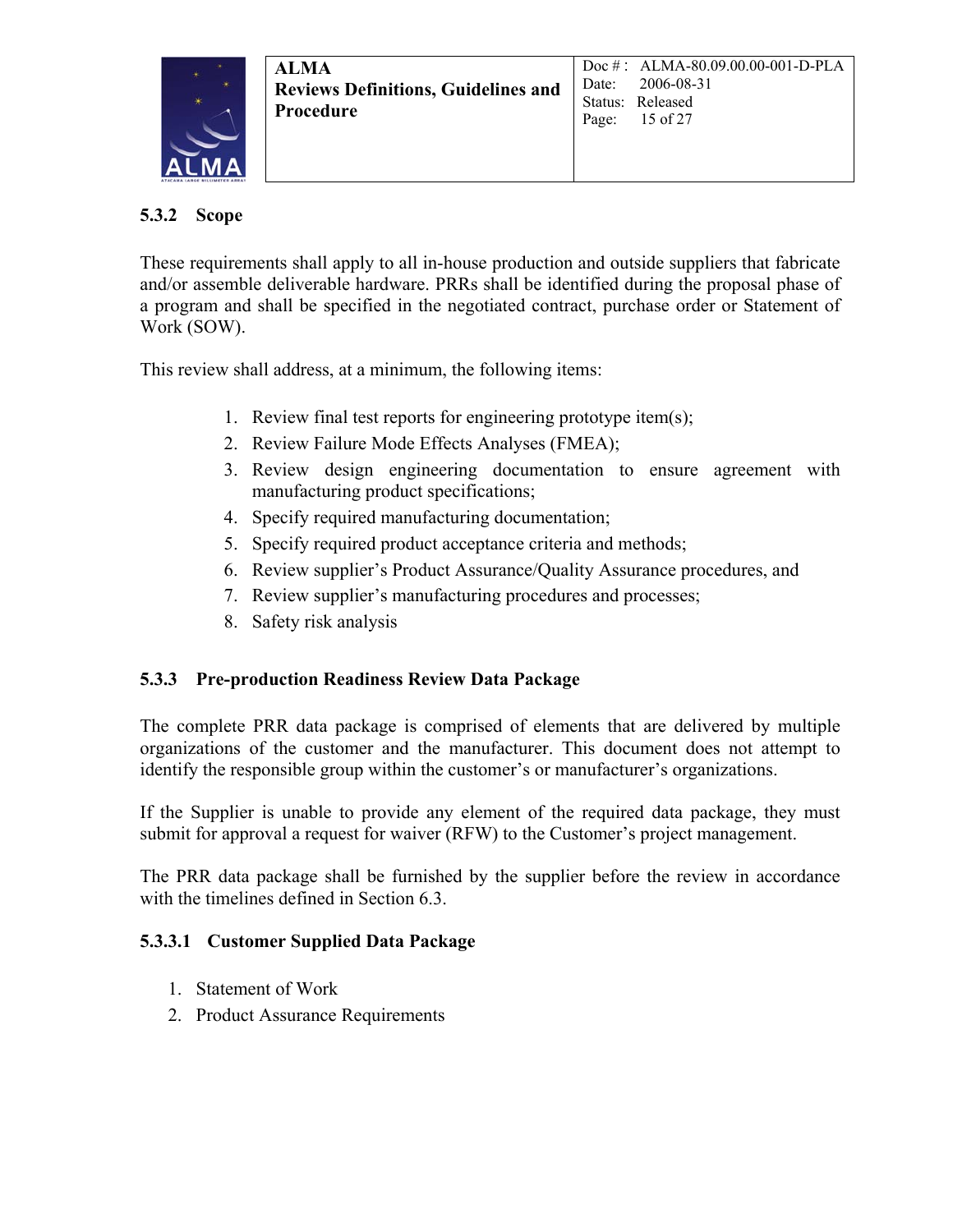### 5.3.2 Scope

These requirements shall apply to all in-house production and outside suppliers that fabricate and/or assemble deliverable hardware. PRRs shall be identified during the proposal phase of a program and shall be specified in the negotiated contract, purchase order or Statement of Work (SOW).

This review shall address, at a minimum, the following items:

1. Review final test reports for engineering prototype item(s);
2. Review Failure Mode Effects Analyses (FMEA);
3. Review design engineering documentation to ensure agreement with manufacturing product specifications;
4. Specify required manufacturing documentation;
5. Specify required product acceptance criteria and methods;
6. Review supplier's Product Assurance/Quality Assurance procedures, and
7. Review supplier's manufacturing procedures and processes;
8. Safety risk analysis

### 5.3.3 Pre-production Readiness Review Data Package

The complete PRR data package is comprised of elements that are delivered by multiple organizations of the customer and the manufacturer. This document does not attempt to identify the responsible group within the customer's or manufacturer's organizations.

If the Supplier is unable to provide any element of the required data package, they must submit for approval a request for waiver (RFW) to the Customer's project management.

The PRR data package shall be furnished by the supplier before the review in accordance with the timelines defined in Section 6.3.

#### 5.3.3.1 Customer Supplied Data Package

1. Statement of Work
2. Product Assurance Requirements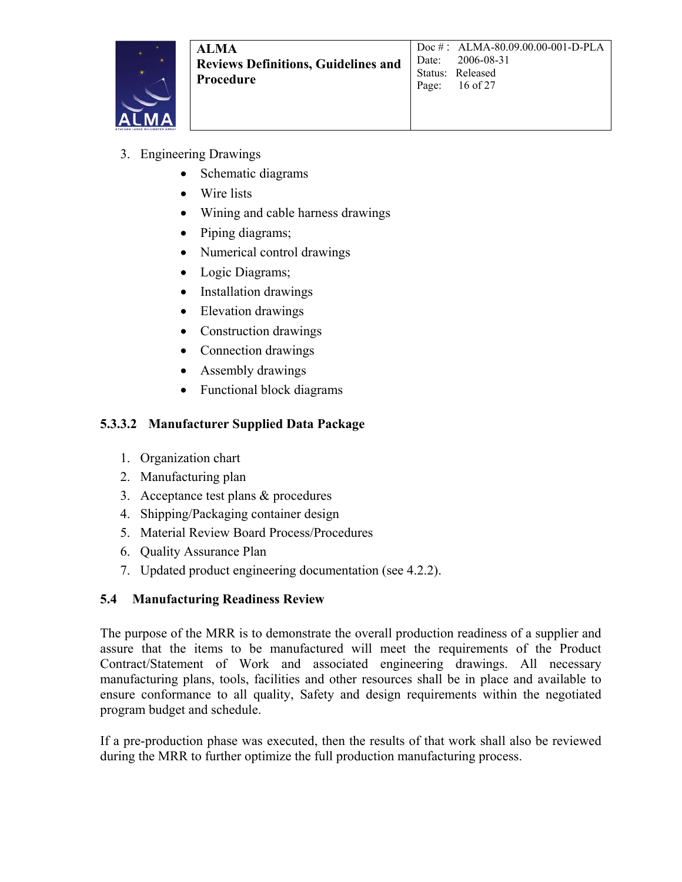3. Engineering Drawings
    - Schematic diagrams
    - Wire lists
    - Wining and cable harness drawings
    - Piping diagrams;
    - Numerical control drawings
    - Logic Diagrams;
    - Installation drawings
    - Elevation drawings
    - Construction drawings
    - Connection drawings
    - Assembly drawings
    - Functional block diagrams

#### 5.3.3.2 Manufacturer Supplied Data Package

1. Organization chart
2. Manufacturing plan
3. Acceptance test plans & procedures
4. Shipping/Packaging container design
5. Material Review Board Process/Procedures
6. Quality Assurance Plan
7. Updated product engineering documentation (see 4.2.2).

### 5.4 Manufacturing Readiness Review

The purpose of the MRR is to demonstrate the overall production readiness of a supplier and assure that the items to be manufactured will meet the requirements of the Product Contract/Statement of Work and associated engineering drawings. All necessary manufacturing plans, tools, facilities and other resources shall be in place and available to ensure conformance to all quality, Safety and design requirements within the negotiated program budget and schedule.

If a pre-production phase was executed, then the results of that work shall also be reviewed during the MRR to further optimize the full production manufacturing process.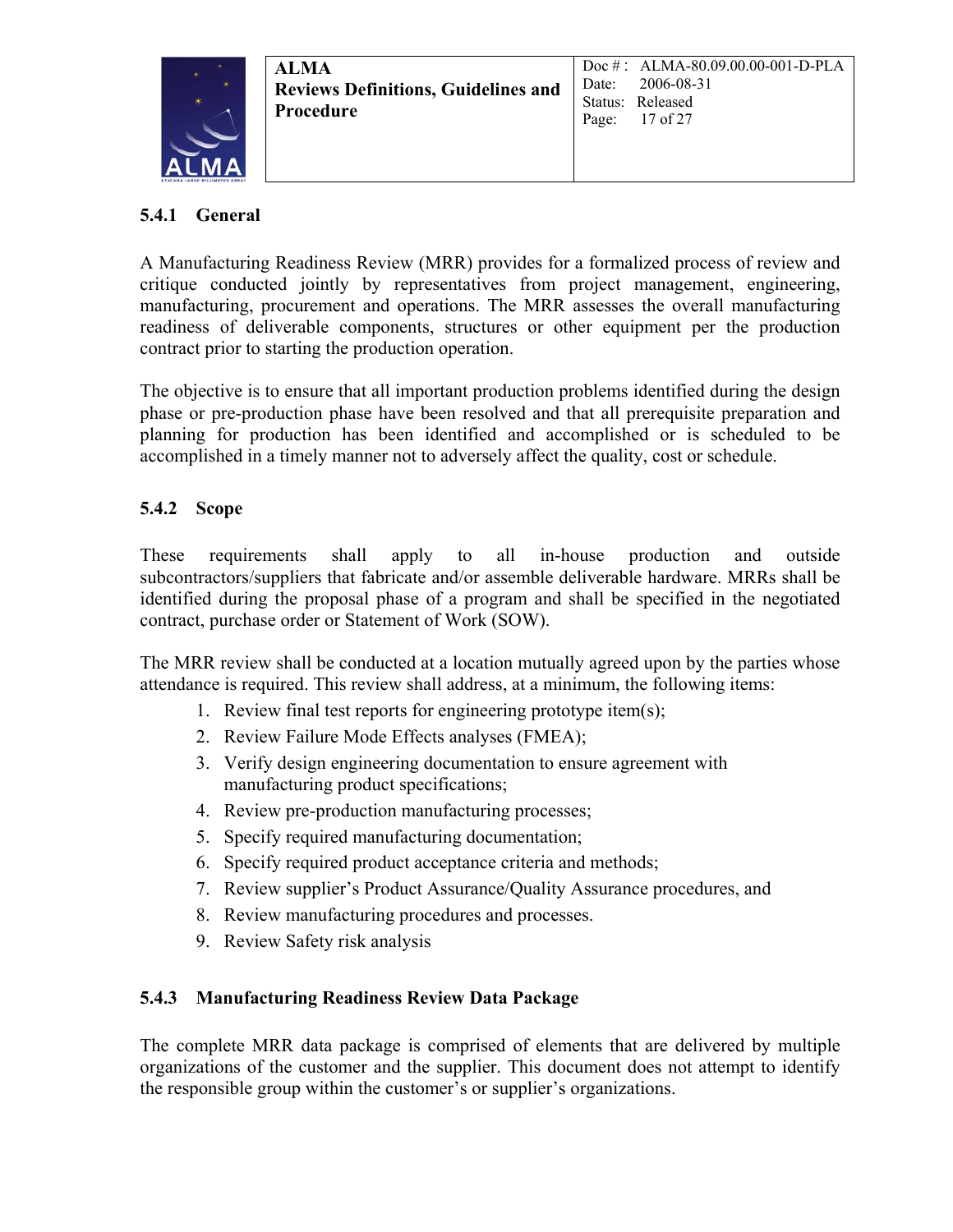### 5.4.1 General

A Manufacturing Readiness Review (MRR) provides for a formalized process of review and critique conducted jointly by representatives from project management, engineering, manufacturing, procurement and operations. The MRR assesses the overall manufacturing readiness of deliverable components, structures or other equipment per the production contract prior to starting the production operation.

The objective is to ensure that all important production problems identified during the design phase or pre-production phase have been resolved and that all prerequisite preparation and planning for production has been identified and accomplished or is scheduled to be accomplished in a timely manner not to adversely affect the quality, cost or schedule.

### 5.4.2 Scope

These requirements shall apply to all in-house production and outside subcontractors/suppliers that fabricate and/or assemble deliverable hardware. MRRs shall be identified during the proposal phase of a program and shall be specified in the negotiated contract, purchase order or Statement of Work (SOW).

The MRR review shall be conducted at a location mutually agreed upon by the parties whose attendance is required. This review shall address, at a minimum, the following items:

1. Review final test reports for engineering prototype item(s);
2. Review Failure Mode Effects analyses (FMEA);
3. Verify design engineering documentation to ensure agreement with manufacturing product specifications;
4. Review pre-production manufacturing processes;
5. Specify required manufacturing documentation;
6. Specify required product acceptance criteria and methods;
7. Review supplier's Product Assurance/Quality Assurance procedures, and
8. Review manufacturing procedures and processes.
9. Review Safety risk analysis

### 5.4.3 Manufacturing Readiness Review Data Package

The complete MRR data package is comprised of elements that are delivered by multiple organizations of the customer and the supplier. This document does not attempt to identify the responsible group within the customer's or supplier's organizations.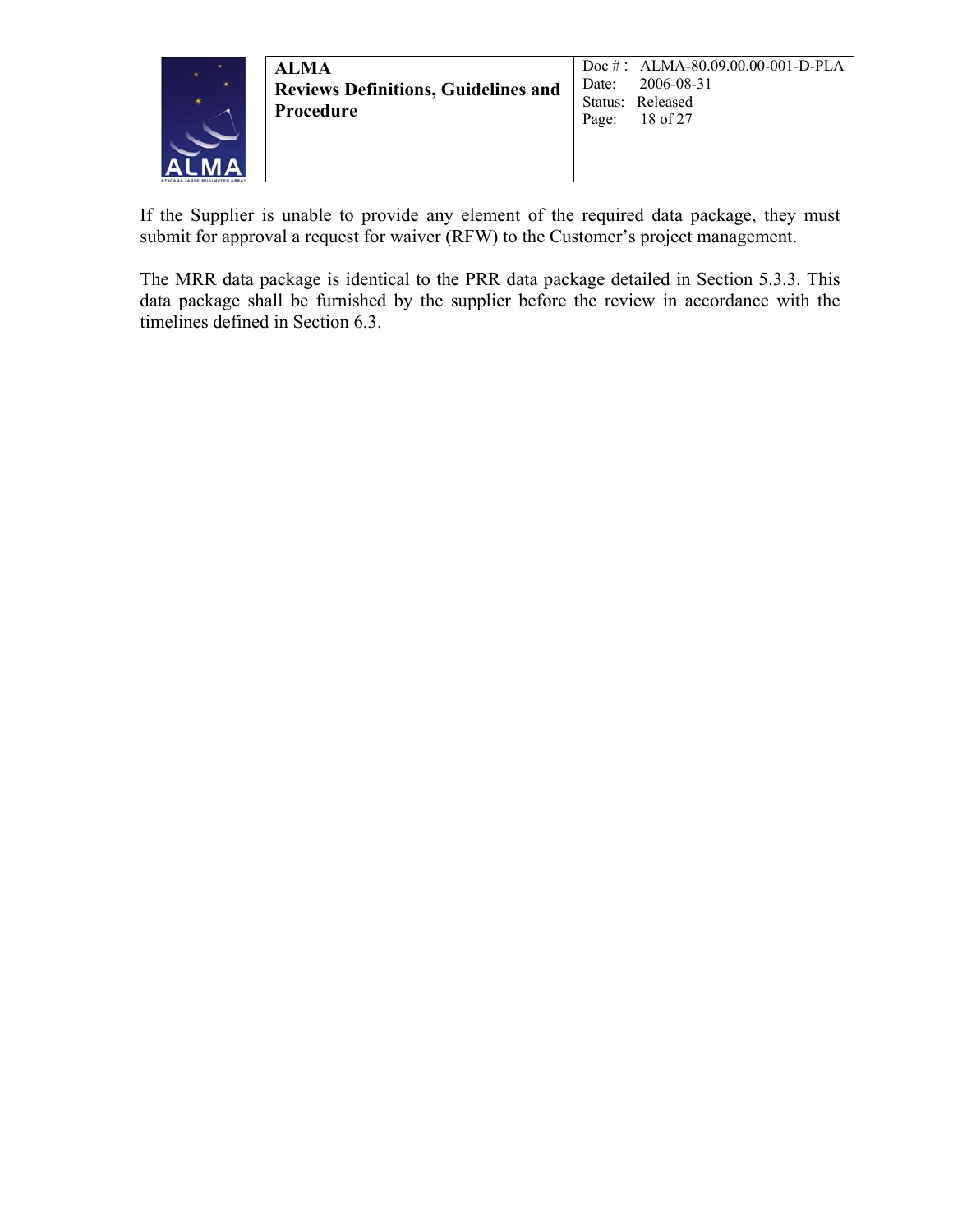If the Supplier is unable to provide any element of the required data package, they must submit for approval a request for waiver (RFW) to the Customer's project management.

The MRR data package is identical to the PRR data package detailed in Section 5.3.3. This data package shall be furnished by the supplier before the review in accordance with the timelines defined in Section 6.3.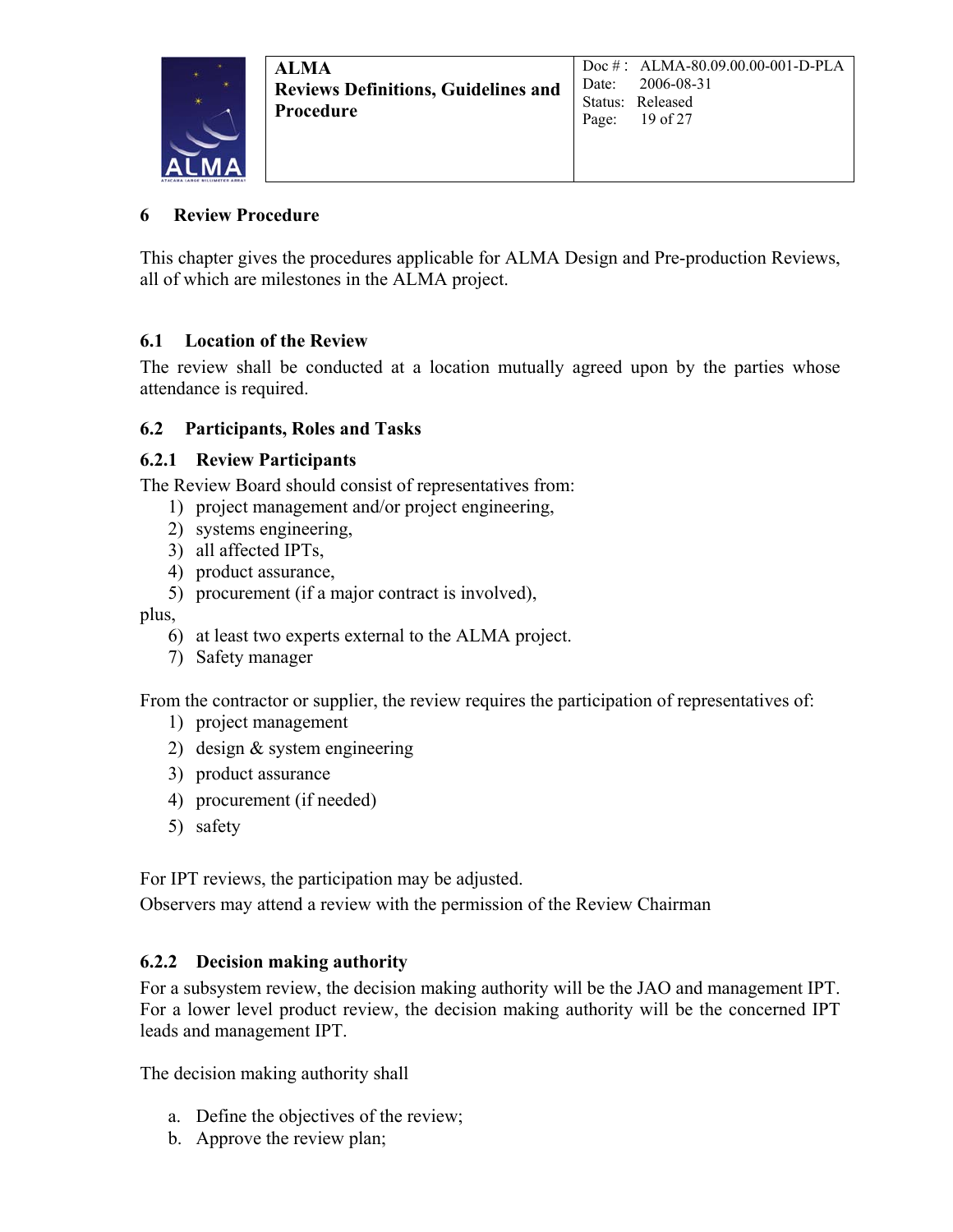# 6 Review Procedure

This chapter gives the procedures applicable for ALMA Design and Pre-production Reviews, all of which are milestones in the ALMA project.

## 6.1 Location of the Review

The review shall be conducted at a location mutually agreed upon by the parties whose attendance is required.

## 6.2 Participants, Roles and Tasks

### 6.2.1 Review Participants

The Review Board should consist of representatives from:

1) project management and/or project engineering,
2) systems engineering,
3) all affected IPTs,
4) product assurance,
5) procurement (if a major contract is involved),

plus,

6) at least two experts external to the ALMA project.
7) Safety manager

From the contractor or supplier, the review requires the participation of representatives of:

1) project management
2) design & system engineering
3) product assurance
4) procurement (if needed)
5) safety

For IPT reviews, the participation may be adjusted.

Observers may attend a review with the permission of the Review Chairman

### 6.2.2 Decision making authority

For a subsystem review, the decision making authority will be the JAO and management IPT. For a lower level product review, the decision making authority will be the concerned IPT leads and management IPT.

The decision making authority shall

a. Define the objectives of the review;
b. Approve the review plan;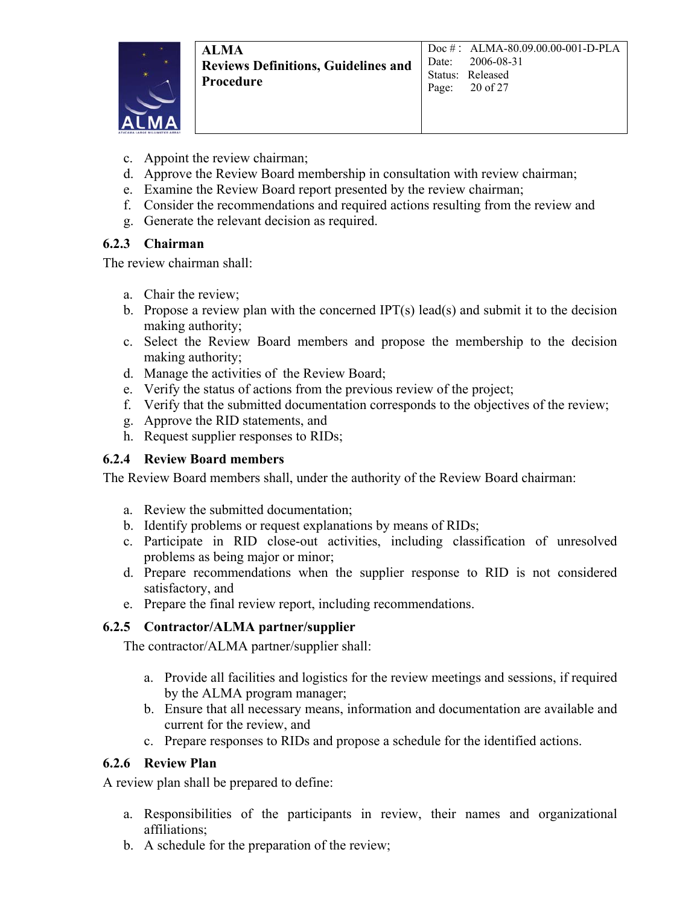c. Appoint the review chairman;
d. Approve the Review Board membership in consultation with review chairman;
e. Examine the Review Board report presented by the review chairman;
f. Consider the recommendations and required actions resulting from the review and
g. Generate the relevant decision as required.

### 6.2.3 Chairman

The review chairman shall:

a. Chair the review;
b. Propose a review plan with the concerned IPT(s) lead(s) and submit it to the decision making authority;
c. Select the Review Board members and propose the membership to the decision making authority;
d. Manage the activities of the Review Board;
e. Verify the status of actions from the previous review of the project;
f. Verify that the submitted documentation corresponds to the objectives of the review;
g. Approve the RID statements, and
h. Request supplier responses to RIDs;

### 6.2.4 Review Board members

The Review Board members shall, under the authority of the Review Board chairman:

a. Review the submitted documentation;
b. Identify problems or request explanations by means of RIDs;
c. Participate in RID close-out activities, including classification of unresolved problems as being major or minor;
d. Prepare recommendations when the supplier response to RID is not considered satisfactory, and
e. Prepare the final review report, including recommendations.

### 6.2.5 Contractor/ALMA partner/supplier

The contractor/ALMA partner/supplier shall:

a. Provide all facilities and logistics for the review meetings and sessions, if required by the ALMA program manager;
b. Ensure that all necessary means, information and documentation are available and current for the review, and
c. Prepare responses to RIDs and propose a schedule for the identified actions.

### 6.2.6 Review Plan

A review plan shall be prepared to define:

a. Responsibilities of the participants in review, their names and organizational affiliations;
b. A schedule for the preparation of the review;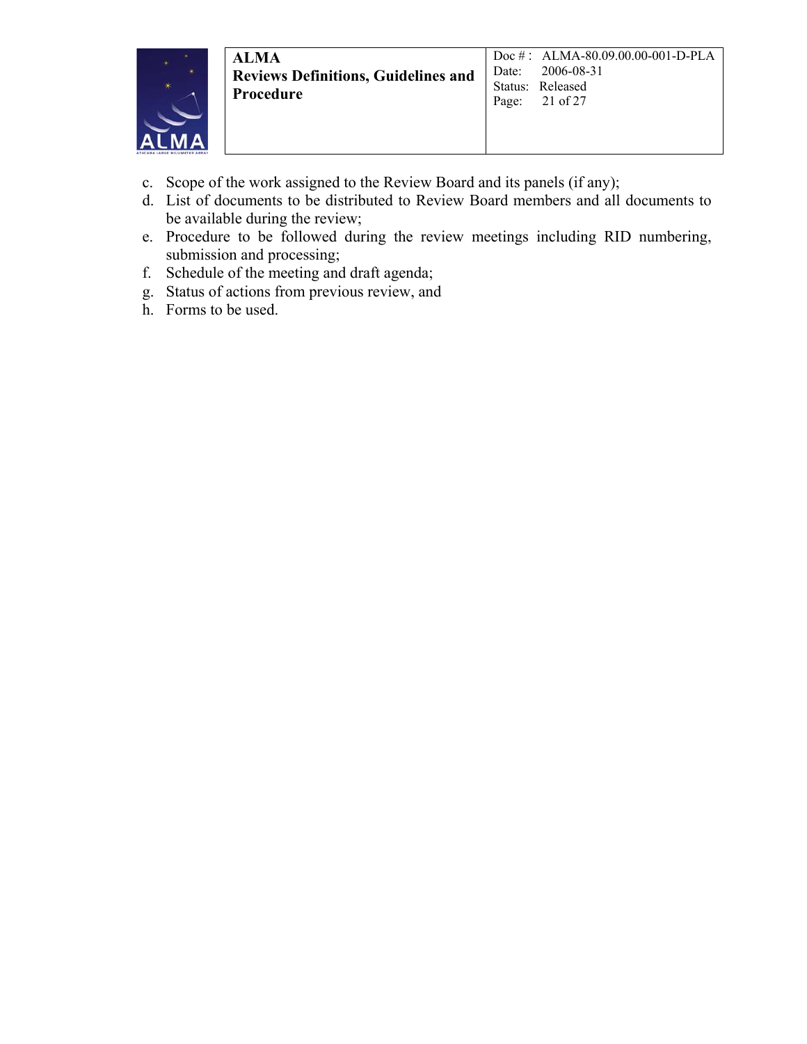c. Scope of the work assigned to the Review Board and its panels (if any);
d. List of documents to be distributed to Review Board members and all documents to be available during the review;
e. Procedure to be followed during the review meetings including RID numbering, submission and processing;
f. Schedule of the meeting and draft agenda;
g. Status of actions from previous review, and
h. Forms to be used.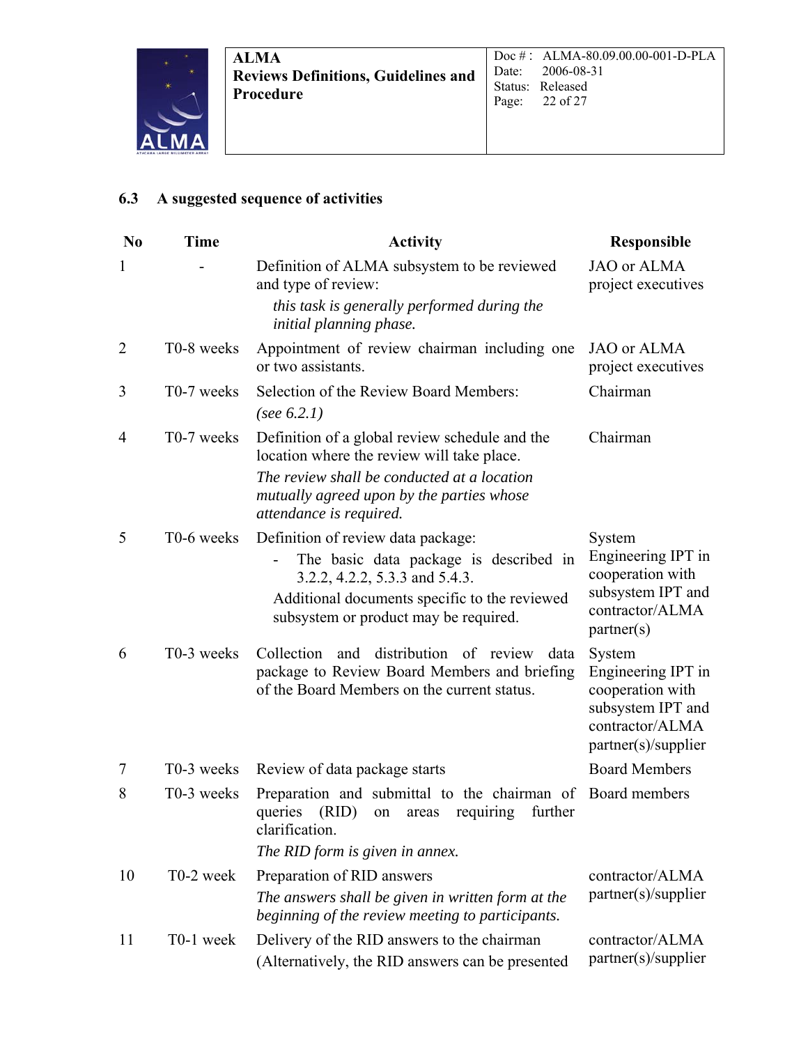### 6.3 A suggested sequence of activities

| No | Time | Activity | Responsible |
|---|---|---|---|
| 1 | - | Definition of ALMA subsystem to be reviewed and type of review: *this task is generally performed during the initial planning phase.* | JAO or ALMA project executives |
| 2 | T0-8 weeks | Appointment of review chairman including one or two assistants. | JAO or ALMA project executives |
| 3 | T0-7 weeks | Selection of the Review Board Members: *(see 6.2.1)* | Chairman |
| 4 | T0-7 weeks | Definition of a global review schedule and the location where the review will take place. *The review shall be conducted at a location mutually agreed upon by the parties whose attendance is required.* | Chairman |
| 5 | T0-6 weeks | Definition of review data package: - The basic data package is described in 3.2.2, 4.2.2, 5.3.3 and 5.4.3. Additional documents specific to the reviewed subsystem or product may be required. | System Engineering IPT in cooperation with subsystem IPT and contractor/ALMA partner(s) |
| 6 | T0-3 weeks | Collection and distribution of review data package to Review Board Members and briefing of the Board Members on the current status. | System Engineering IPT in cooperation with subsystem IPT and contractor/ALMA partner(s)/supplier |
| 7 | T0-3 weeks | Review of data package starts | Board Members |
| 8 | T0-3 weeks | Preparation and submittal to the chairman of queries (RID) on areas requiring further clarification. *The RID form is given in annex.* | Board members |
| 10 | T0-2 week | Preparation of RID answers *The answers shall be given in written form at the beginning of the review meeting to participants.* | contractor/ALMA partner(s)/supplier |
| 11 | T0-1 week | Delivery of the RID answers to the chairman (Alternatively, the RID answers can be presented | contractor/ALMA partner(s)/supplier |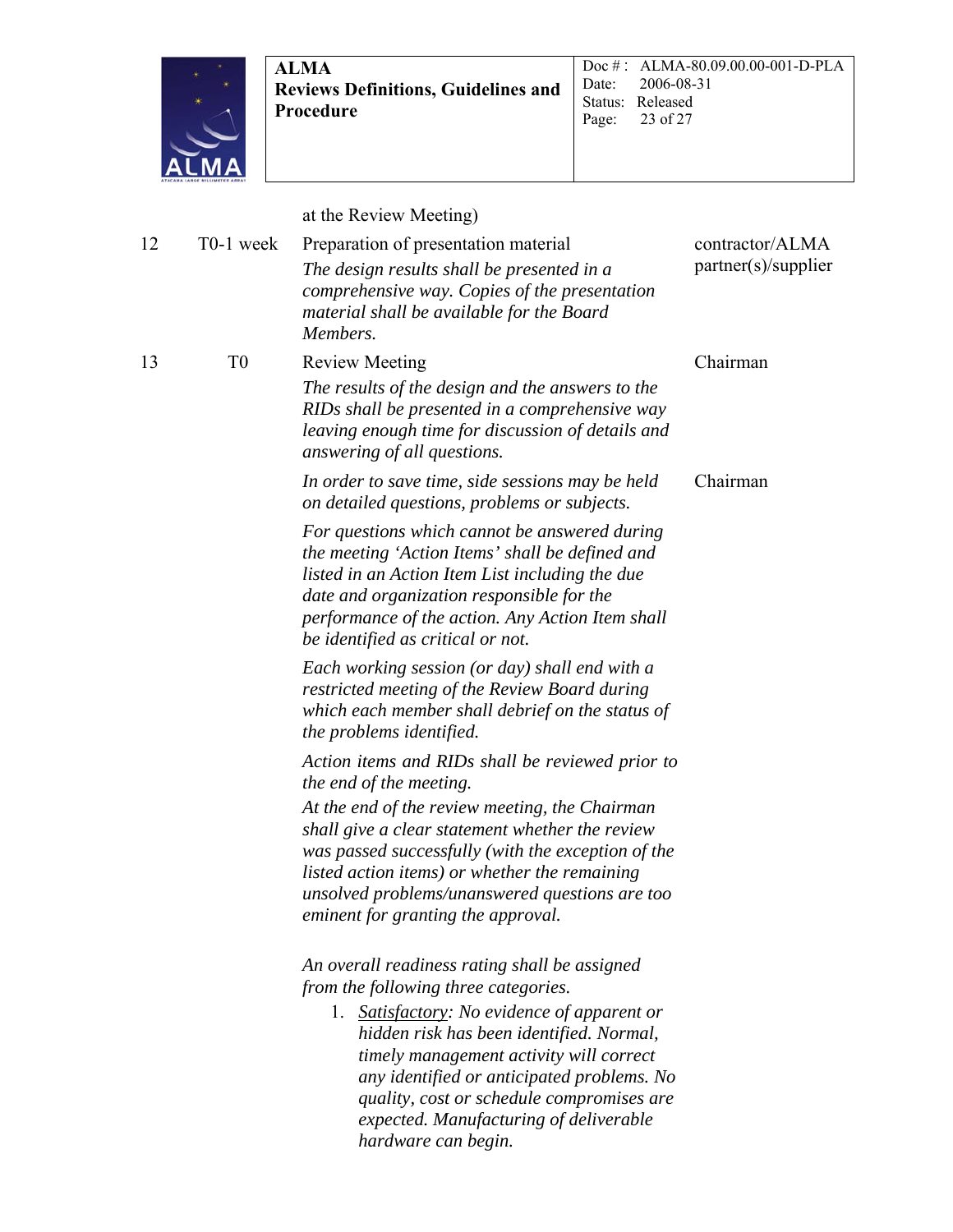| | | at the Review Meeting) | |
|---|---|---|---|
| 12 | T0-1 week | Preparation of presentation material<br>*The design results shall be presented in a comprehensive way. Copies of the presentation material shall be available for the Board Members.* | contractor/ALMA partner(s)/supplier |
| 13 | T0 | Review Meeting<br>*The results of the design and the answers to the RIDs shall be presented in a comprehensive way leaving enough time for discussion of details and answering of all questions.* | Chairman |
| | | *In order to save time, side sessions may be held on detailed questions, problems or subjects.*<br>*For questions which cannot be answered during the meeting 'Action Items' shall be defined and listed in an Action Item List including the due date and organization responsible for the performance of the action. Any Action Item shall be identified as critical or not.*<br>*Each working session (or day) shall end with a restricted meeting of the Review Board during which each member shall debrief on the status of the problems identified.*<br>*Action items and RIDs shall be reviewed prior to the end of the meeting.*<br>*At the end of the review meeting, the Chairman shall give a clear statement whether the review was passed successfully (with the exception of the listed action items) or whether the remaining unsolved problems/unanswered questions are too eminent for granting the approval.*<br><br>*An overall readiness rating shall be assigned from the following three categories.*<br>1. <u>*Satisfactory*</u>*: No evidence of apparent or hidden risk has been identified. Normal, timely management activity will correct any identified or anticipated problems. No quality, cost or schedule compromises are expected. Manufacturing of deliverable hardware can begin.* | Chairman |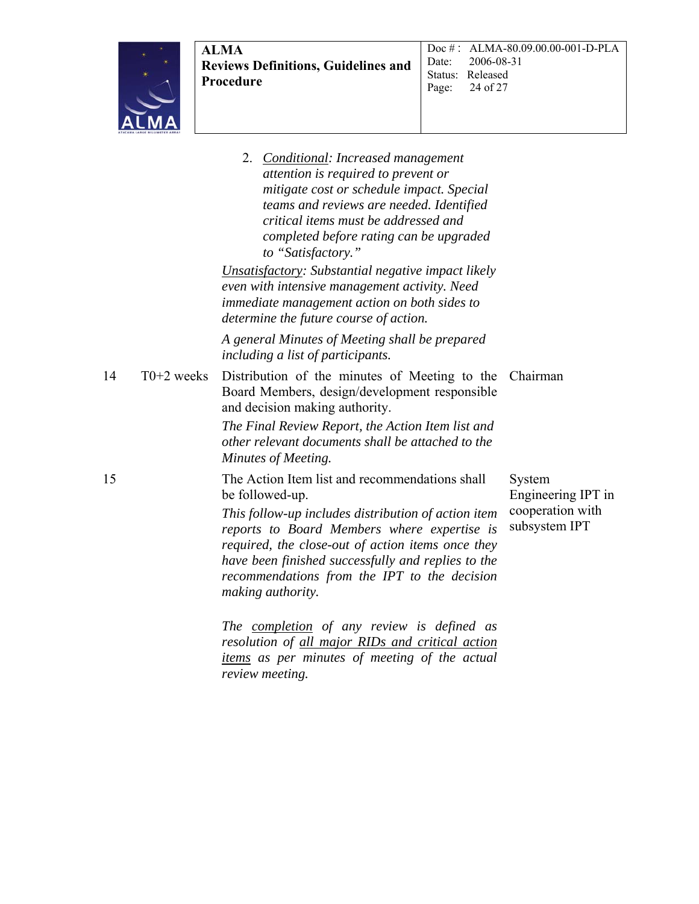| | | | |
|---|---|---|---|
| | | 2. *<u>Conditional</u>: Increased management attention is required to prevent or mitigate cost or schedule impact. Special teams and reviews are needed. Identified critical items must be addressed and completed before rating can be upgraded to "Satisfactory."*<br><br>*<u>Unsatisfactory</u>: Substantial negative impact likely even with intensive management activity. Need immediate management action on both sides to determine the future course of action.*<br><br>*A general Minutes of Meeting shall be prepared including a list of participants.* | |
| 14 | T0+2 weeks | Distribution of the minutes of Meeting to the Board Members, design/development responsible and decision making authority.<br><br>*The Final Review Report, the Action Item list and other relevant documents shall be attached to the Minutes of Meeting.* | Chairman |
| 15 | | The Action Item list and recommendations shall be followed-up.<br><br>*This follow-up includes distribution of action item reports to Board Members where expertise is required, the close-out of action items once they have been finished successfully and replies to the recommendations from the IPT to the decision making authority.*<br><br>*The <u>completion</u> of any review is defined as resolution of <u>all major RIDs and critical action items</u> as per minutes of meeting of the actual review meeting.* | System Engineering IPT in cooperation with subsystem IPT |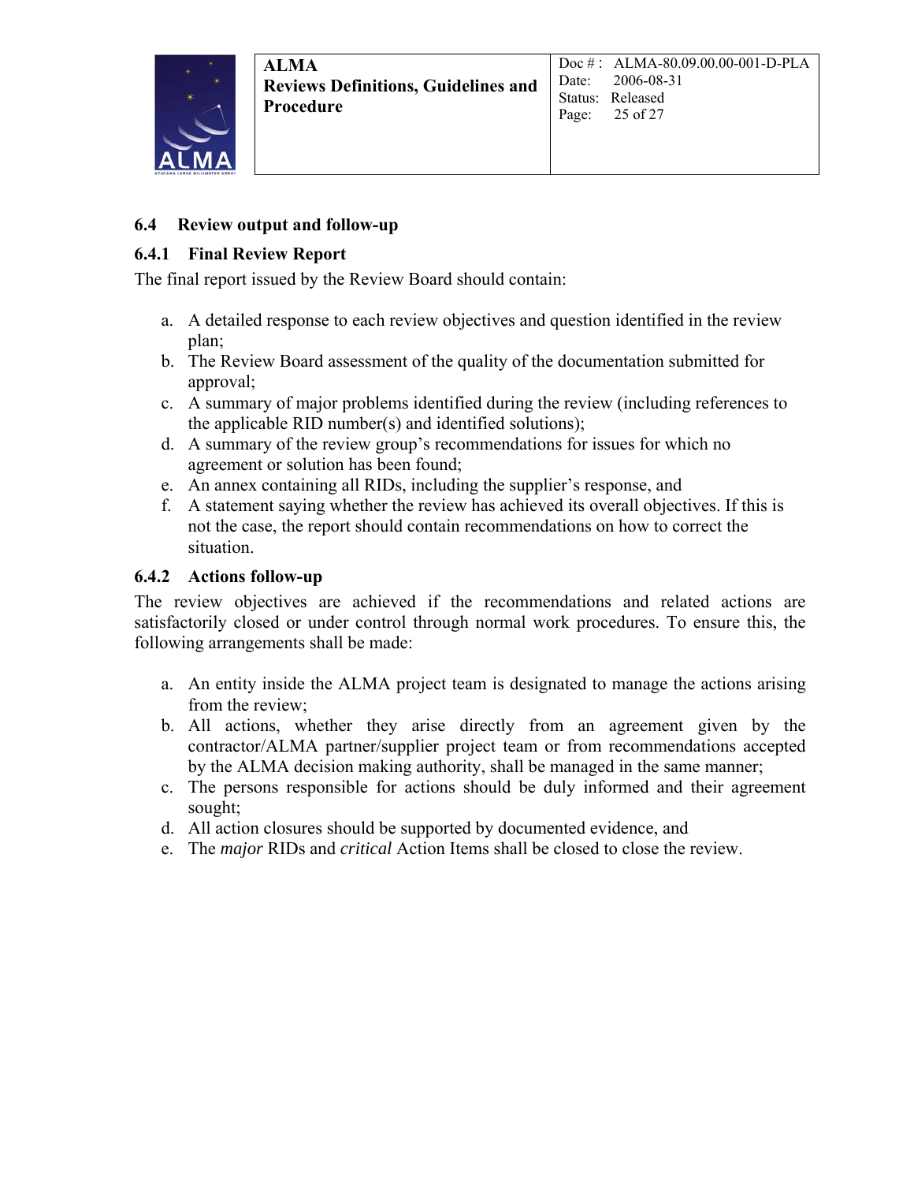## 6.4 Review output and follow-up

### 6.4.1 Final Review Report

The final report issued by the Review Board should contain:

a. A detailed response to each review objectives and question identified in the review plan;
b. The Review Board assessment of the quality of the documentation submitted for approval;
c. A summary of major problems identified during the review (including references to the applicable RID number(s) and identified solutions);
d. A summary of the review group's recommendations for issues for which no agreement or solution has been found;
e. An annex containing all RIDs, including the supplier's response, and
f. A statement saying whether the review has achieved its overall objectives. If this is not the case, the report should contain recommendations on how to correct the situation.

### 6.4.2 Actions follow-up

The review objectives are achieved if the recommendations and related actions are satisfactorily closed or under control through normal work procedures. To ensure this, the following arrangements shall be made:

a. An entity inside the ALMA project team is designated to manage the actions arising from the review;
b. All actions, whether they arise directly from an agreement given by the contractor/ALMA partner/supplier project team or from recommendations accepted by the ALMA decision making authority, shall be managed in the same manner;
c. The persons responsible for actions should be duly informed and their agreement sought;
d. All action closures should be supported by documented evidence, and
e. The *major* RIDs and *critical* Action Items shall be closed to close the review.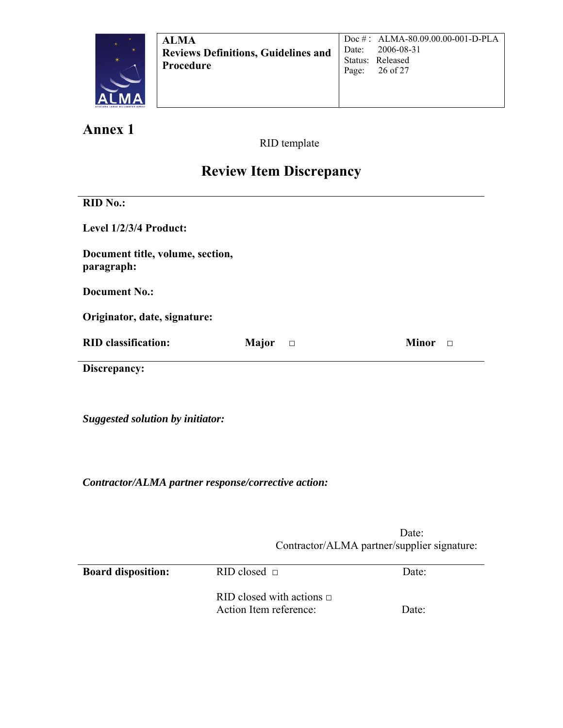# Annex 1

RID template

## Review Item Discrepancy

---

**RID No.:**

**Level 1/2/3/4 Product:**

**Document title, volume, section, paragraph:**

**Document No.:**

**Originator, date, signature:**

**RID classification:** **Major** □ **Minor** □

---

**Discrepancy:**

***Suggested solution by initiator:***

***Contractor/ALMA partner response/corrective action:***

Date:

Contractor/ALMA partner/supplier signature:

---

**Board disposition:** RID closed □ Date:

RID closed with actions □

Action Item reference: Date: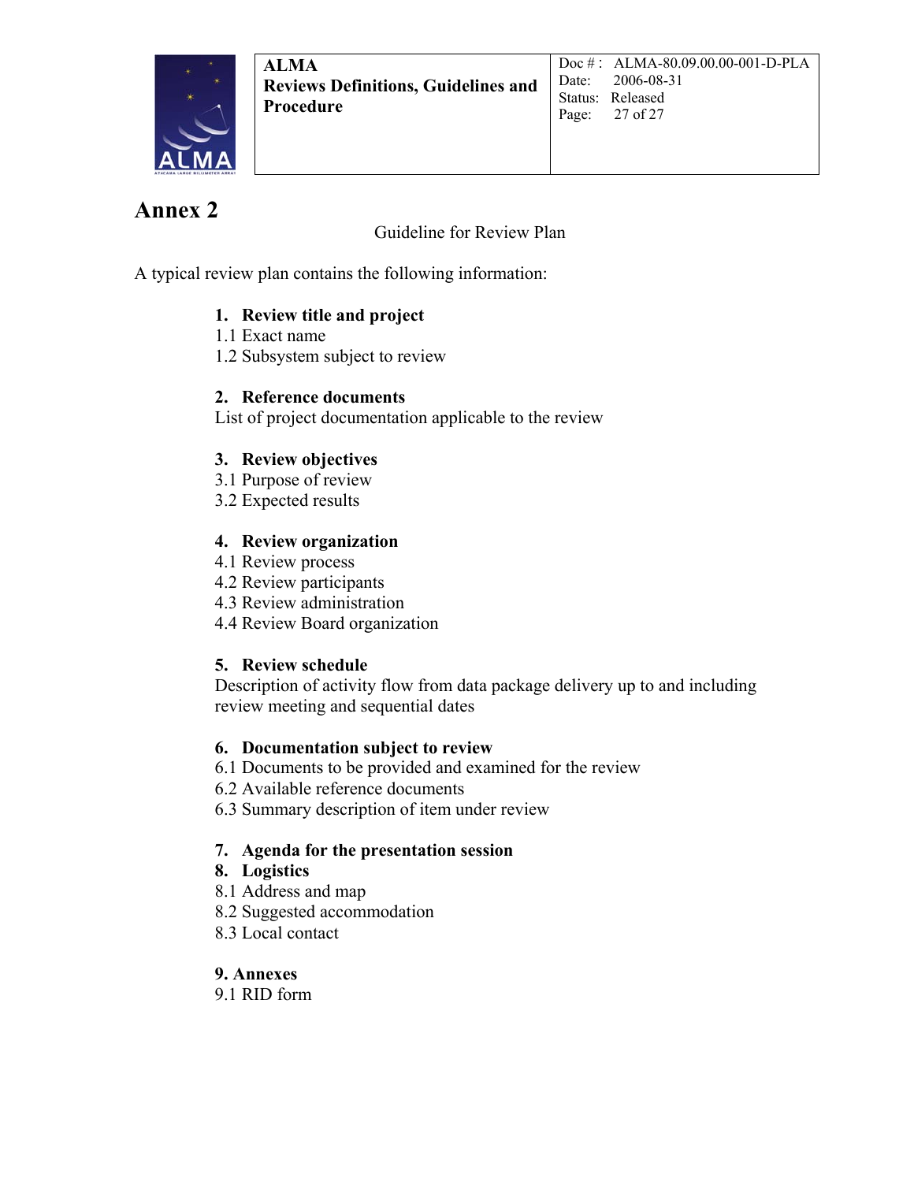# Annex 2

Guideline for Review Plan

A typical review plan contains the following information:

**1. Review title and project**

1.1 Exact name

1.2 Subsystem subject to review

**2. Reference documents**

List of project documentation applicable to the review

**3. Review objectives**

3.1 Purpose of review

3.2 Expected results

**4. Review organization**

4.1 Review process

4.2 Review participants

4.3 Review administration

4.4 Review Board organization

**5. Review schedule**

Description of activity flow from data package delivery up to and including review meeting and sequential dates

**6. Documentation subject to review**

6.1 Documents to be provided and examined for the review

6.2 Available reference documents

6.3 Summary description of item under review

**7. Agenda for the presentation session**

**8. Logistics**

8.1 Address and map

8.2 Suggested accommodation

8.3 Local contact

**9. Annexes**

9.1 RID form